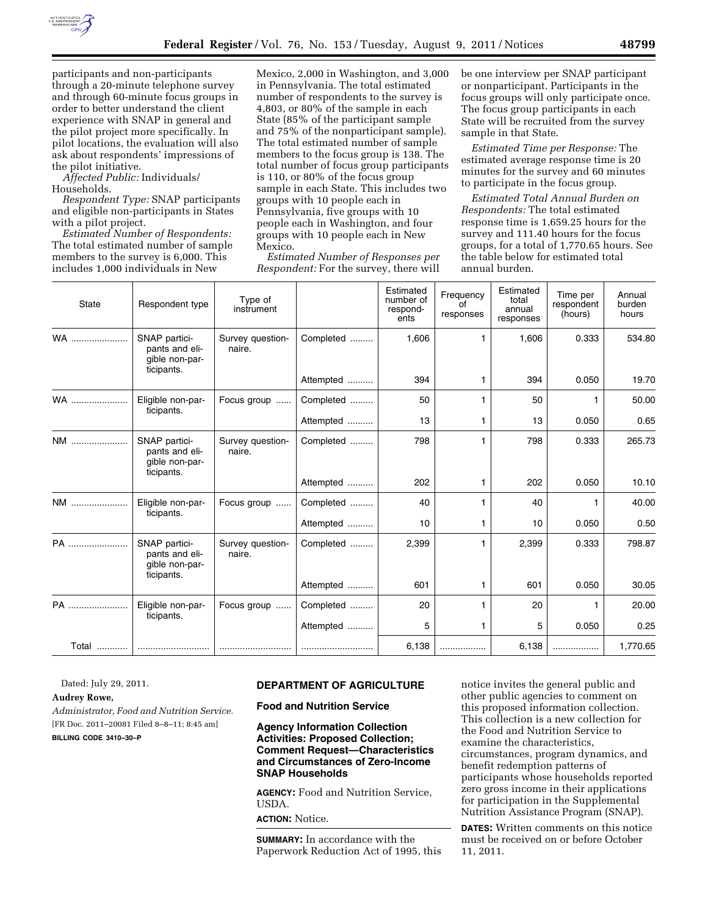participants and non-participants through a 20-minute telephone survey and through 60-minute focus groups in order to better understand the client experience with SNAP in general and the pilot project more specifically. In pilot locations, the evaluation will also ask about respondents' impressions of the pilot initiative.

*Affected Public:* Individuals/ Households.

*Respondent Type:* SNAP participants and eligible non-participants in States with a pilot project.

*Estimated Number of Respondents:* The total estimated number of sample members to the survey is 6,000. This includes 1,000 individuals in New Mexico, 2,000 in Washington, and 3,000 in Pennsylvania. The total estimated number of respondents to the survey is 4,803, or 80% of the sample in each State (85% of the participant sample and 75% of the nonparticipant sample). The total estimated number of sample members to the focus group is 138. The total number of focus group participants is 110, or 80% of the focus group sample in each State. This includes two groups with 10 people each in Pennsylvania, five groups with 10 people each in Washington, and four groups with 10 people each in New Mexico.

*Estimated Number of Responses per Respondent:* For the survey, there will be one interview per SNAP participant or nonparticipant. Participants in the focus groups will only participate once. The focus group participants in each State will be recruited from the survey sample in that State.

*Estimated Time per Response:* The estimated average response time is 20 minutes for the survey and 60 minutes to participate in the focus group.

*Estimated Total Annual Burden on Respondents:* The total estimated response time is 1,659.25 hours for the survey and 111.40 hours for the focus groups, for a total of 1,770.65 hours. See the table below for estimated total annual burden.

| State | Respondent type | Type of instrument | | Estimated number of respondents | Frequency of responses | Estimated total annual responses | Time per respondent (hours) | Annual burden hours |
|---|---|---|---|---|---|---|---|---|
| WA | SNAP participants and eligible non-participants. | Survey questionnaire. | Completed | 1,606 | 1 | 1,606 | 0.333 | 534.80 |
| | | | Attempted | 394 | 1 | 394 | 0.050 | 19.70 |
| WA | Eligible non-participants. | Focus group | Completed | 50 | 1 | 50 | 1 | 50.00 |
| | | | Attempted | 13 | 1 | 13 | 0.050 | 0.65 |
| NM | SNAP participants and eligible non-participants. | Survey questionnaire. | Completed | 798 | 1 | 798 | 0.333 | 265.73 |
| | | | Attempted | 202 | 1 | 202 | 0.050 | 10.10 |
| NM | Eligible non-participants. | Focus group | Completed | 40 | 1 | 40 | 1 | 40.00 |
| | | | Attempted | 10 | 1 | 10 | 0.050 | 0.50 |
| PA | SNAP participants and eligible non-participants. | Survey questionnaire. | Completed | 2,399 | 1 | 2,399 | 0.333 | 798.87 |
| | | | Attempted | 601 | 1 | 601 | 0.050 | 30.05 |
| PA | Eligible non-participants. | Focus group | Completed | 20 | 1 | 20 | 1 | 20.00 |
| | | | Attempted | 5 | 1 | 5 | 0.050 | 0.25 |
| Total | | | | 6,138 | | 6,138 | | 1,770.65 |

Dated: July 29, 2011.

**Audrey Rowe,**

*Administrator, Food and Nutrition Service.*

[FR Doc. 2011–20081 Filed 8–8–11; 8:45 am]

**BILLING CODE 3410–30–P**

## DEPARTMENT OF AGRICULTURE

### Food and Nutrition Service

### Agency Information Collection Activities: Proposed Collection; Comment Request—Characteristics and Circumstances of Zero-Income SNAP Households

**AGENCY:** Food and Nutrition Service, USDA.

**ACTION:** Notice.

**SUMMARY:** In accordance with the Paperwork Reduction Act of 1995, this notice invites the general public and other public agencies to comment on this proposed information collection. This collection is a new collection for the Food and Nutrition Service to examine the characteristics, circumstances, program dynamics, and benefit redemption patterns of participants whose households reported zero gross income in their applications for participation in the Supplemental Nutrition Assistance Program (SNAP).

**DATES:** Written comments on this notice must be received on or before October 11, 2011.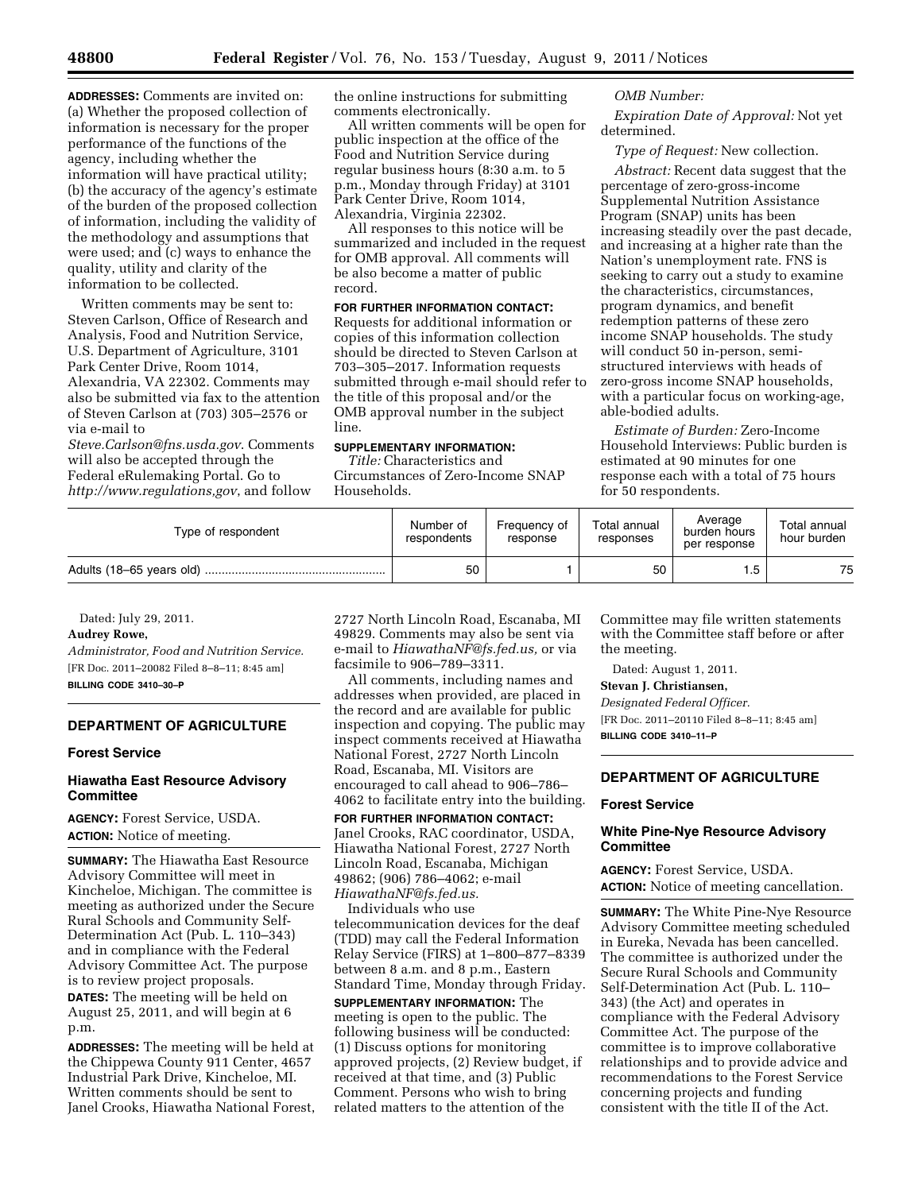**ADDRESSES:** Comments are invited on: (a) Whether the proposed collection of information is necessary for the proper performance of the functions of the agency, including whether the information will have practical utility; (b) the accuracy of the agency's estimate of the burden of the proposed collection of information, including the validity of the methodology and assumptions that were used; and (c) ways to enhance the quality, utility and clarity of the information to be collected.

Written comments may be sent to: Steven Carlson, Office of Research and Analysis, Food and Nutrition Service, U.S. Department of Agriculture, 3101 Park Center Drive, Room 1014, Alexandria, VA 22302. Comments may also be submitted via fax to the attention of Steven Carlson at (703) 305–2576 or via e-mail to *Steve.Carlson@fns.usda.gov*. Comments will also be accepted through the Federal eRulemaking Portal. Go to *http://www.regulations.gov*, and follow the online instructions for submitting comments electronically.

All written comments will be open for public inspection at the office of the Food and Nutrition Service during regular business hours (8:30 a.m. to 5 p.m., Monday through Friday) at 3101 Park Center Drive, Room 1014, Alexandria, Virginia 22302.

All responses to this notice will be summarized and included in the request for OMB approval. All comments will be also become a matter of public record.

**FOR FURTHER INFORMATION CONTACT:** Requests for additional information or copies of this information collection should be directed to Steven Carlson at 703–305–2017. Information requests submitted through e-mail should refer to the title of this proposal and/or the OMB approval number in the subject line.

**SUPPLEMENTARY INFORMATION:**

*Title:* Characteristics and Circumstances of Zero-Income SNAP Households.

*OMB Number:*

*Expiration Date of Approval:* Not yet determined.

*Type of Request:* New collection.

*Abstract:* Recent data suggest that the percentage of zero-gross-income Supplemental Nutrition Assistance Program (SNAP) units has been increasing steadily over the past decade, and increasing at a higher rate than the Nation's unemployment rate. FNS is seeking to carry out a study to examine the characteristics, circumstances, program dynamics, and benefit redemption patterns of these zero income SNAP households. The study will conduct 50 in-person, semi-structured interviews with heads of zero-gross income SNAP households, with a particular focus on working-age, able-bodied adults.

*Estimate of Burden:* Zero-Income Household Interviews: Public burden is estimated at 90 minutes for one response each with a total of 75 hours for 50 respondents.

| Type of respondent | Number of respondents | Frequency of response | Total annual responses | Average burden hours per response | Total annual hour burden |
|---|---|---|---|---|---|
| Adults (18–65 years old) | 50 | 1 | 50 | 1.5 | 75 |

Dated: July 29, 2011.

**Audrey Rowe,**

*Administrator, Food and Nutrition Service.*

[FR Doc. 2011–20082 Filed 8–8–11; 8:45 am]

**BILLING CODE 3410–30–P**

## DEPARTMENT OF AGRICULTURE

### Forest Service

### Hiawatha East Resource Advisory Committee

**AGENCY:** Forest Service, USDA.

**ACTION:** Notice of meeting.

**SUMMARY:** The Hiawatha East Resource Advisory Committee will meet in Kincheloe, Michigan. The committee is meeting as authorized under the Secure Rural Schools and Community Self-Determination Act (Pub. L. 110–343) and in compliance with the Federal Advisory Committee Act. The purpose is to review project proposals.

**DATES:** The meeting will be held on August 25, 2011, and will begin at 6 p.m.

**ADDRESSES:** The meeting will be held at the Chippewa County 911 Center, 4657 Industrial Park Drive, Kincheloe, MI. Written comments should be sent to Janel Crooks, Hiawatha National Forest, 2727 North Lincoln Road, Escanaba, MI 49829. Comments may also be sent via e-mail to *HiawathaNF@fs.fed.us,* or via facsimile to 906–789–3311.

All comments, including names and addresses when provided, are placed in the record and are available for public inspection and copying. The public may inspect comments received at Hiawatha National Forest, 2727 North Lincoln Road, Escanaba, MI. Visitors are encouraged to call ahead to 906–786–4062 to facilitate entry into the building.

**FOR FURTHER INFORMATION CONTACT:** Janel Crooks, RAC coordinator, USDA, Hiawatha National Forest, 2727 North Lincoln Road, Escanaba, Michigan 49862; (906) 786–4062; e-mail *HiawathaNF@fs.fed.us.*

Individuals who use telecommunication devices for the deaf (TDD) may call the Federal Information Relay Service (FIRS) at 1–800–877–8339 between 8 a.m. and 8 p.m., Eastern Standard Time, Monday through Friday.

**SUPPLEMENTARY INFORMATION:** The meeting is open to the public. The following business will be conducted: (1) Discuss options for monitoring approved projects, (2) Review budget, if received at that time, and (3) Public Comment. Persons who wish to bring related matters to the attention of the Committee may file written statements with the Committee staff before or after the meeting.

Dated: August 1, 2011.

**Stevan J. Christiansen,**

*Designated Federal Officer.*

[FR Doc. 2011–20110 Filed 8–8–11; 8:45 am]

**BILLING CODE 3410–11–P**

## DEPARTMENT OF AGRICULTURE

### Forest Service

### White Pine-Nye Resource Advisory Committee

**AGENCY:** Forest Service, USDA.

**ACTION:** Notice of meeting cancellation.

**SUMMARY:** The White Pine-Nye Resource Advisory Committee meeting scheduled in Eureka, Nevada has been cancelled. The committee is authorized under the Secure Rural Schools and Community Self-Determination Act (Pub. L. 110–343) (the Act) and operates in compliance with the Federal Advisory Committee Act. The purpose of the committee is to improve collaborative relationships and to provide advice and recommendations to the Forest Service concerning projects and funding consistent with the title II of the Act.